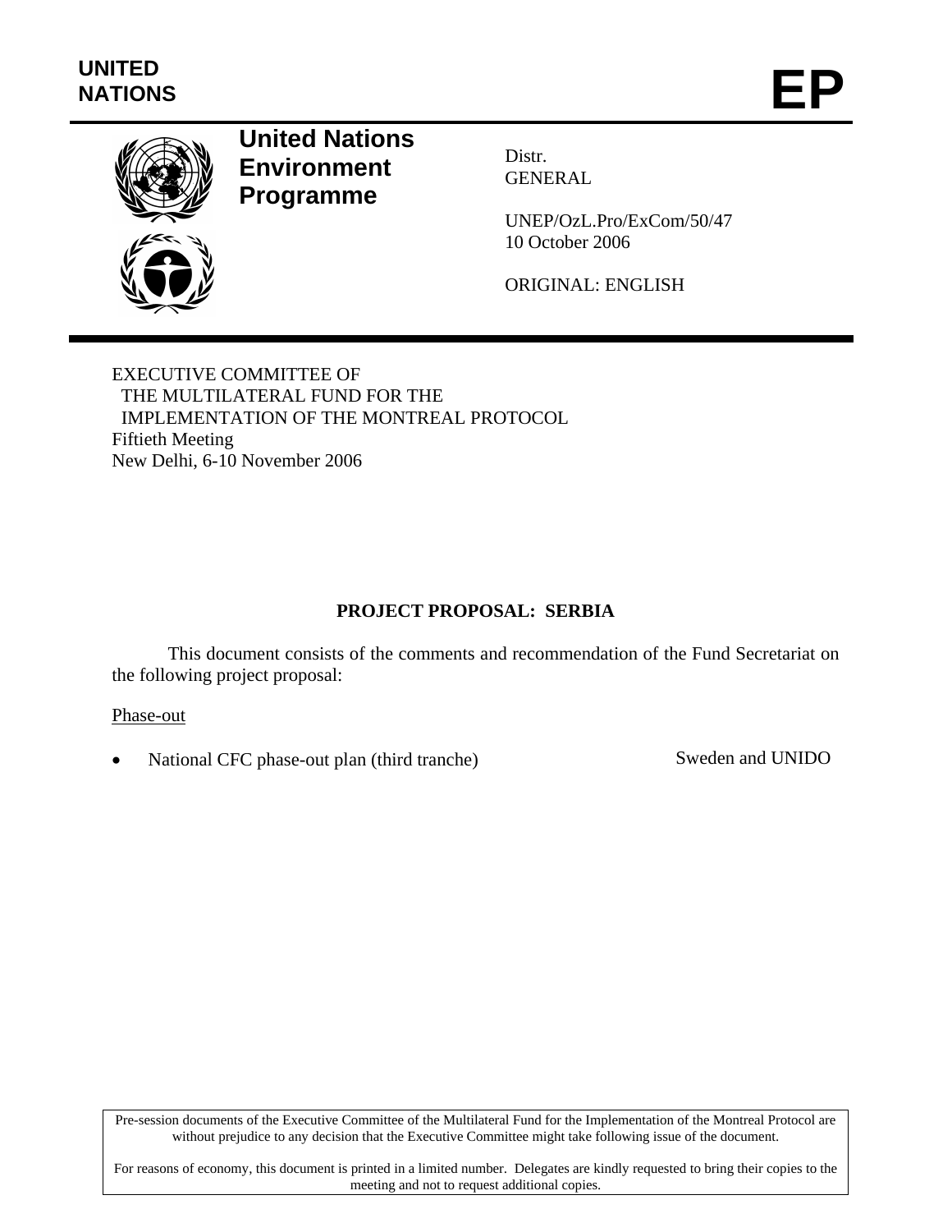UNITED NATIONS

# EP

**United Nations Environment Programme**

Distr.
GENERAL

UNEP/OzL.Pro/ExCom/50/47
10 October 2006

ORIGINAL: ENGLISH

EXECUTIVE COMMITTEE OF
THE MULTILATERAL FUND FOR THE
IMPLEMENTATION OF THE MONTREAL PROTOCOL
Fiftieth Meeting
New Delhi, 6-10 November 2006

## PROJECT PROPOSAL: SERBIA

This document consists of the comments and recommendation of the Fund Secretariat on the following project proposal:

Phase-out

- National CFC phase-out plan (third tranche) — Sweden and UNIDO

Pre-session documents of the Executive Committee of the Multilateral Fund for the Implementation of the Montreal Protocol are without prejudice to any decision that the Executive Committee might take following issue of the document.

For reasons of economy, this document is printed in a limited number. Delegates are kindly requested to bring their copies to the meeting and not to request additional copies.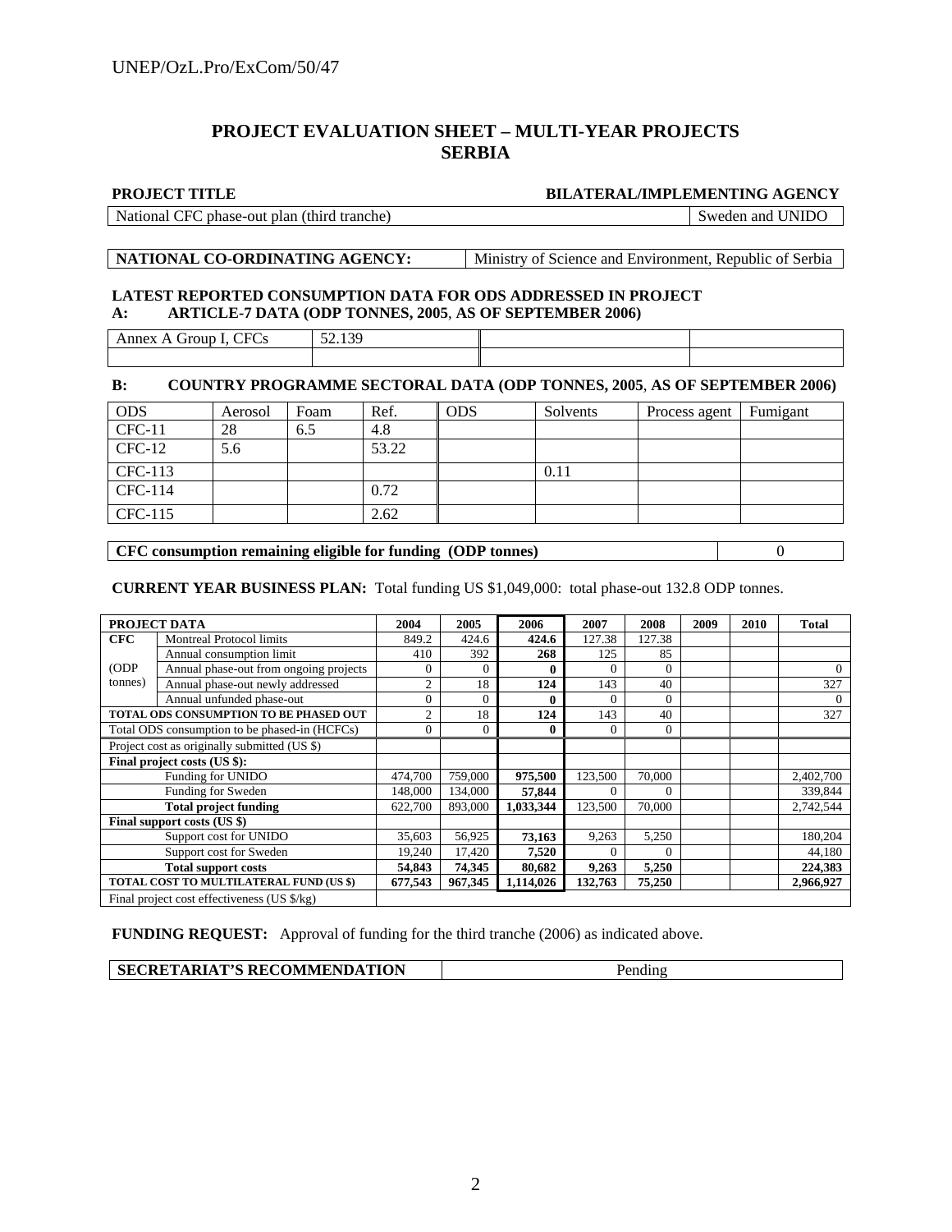## PROJECT EVALUATION SHEET – MULTI-YEAR PROJECTS
## SERBIA

| PROJECT TITLE | BILATERAL/IMPLEMENTING AGENCY |
|---|---|
| National CFC phase-out plan (third tranche) | Sweden and UNIDO |

| NATIONAL CO-ORDINATING AGENCY: | Ministry of Science and Environment, Republic of Serbia |
|---|---|

**LATEST REPORTED CONSUMPTION DATA FOR ODS ADDRESSED IN PROJECT**

**A: ARTICLE-7 DATA (ODP TONNES, 2005, AS OF SEPTEMBER 2006)**

| Annex A Group I, CFCs | 52.139 | | |
|---|---|---|---|
| | | | |

**B: COUNTRY PROGRAMME SECTORAL DATA (ODP TONNES, 2005, AS OF SEPTEMBER 2006)**

| ODS | Aerosol | Foam | Ref. | ODS | Solvents | Process agent | Fumigant |
|---|---|---|---|---|---|---|---|
| CFC-11 | 28 | 6.5 | 4.8 | | | | |
| CFC-12 | 5.6 | | 53.22 | | | | |
| CFC-113 | | | | | 0.11 | | |
| CFC-114 | | | 0.72 | | | | |
| CFC-115 | | | 2.62 | | | | |

| CFC consumption remaining eligible for funding (ODP tonnes) | 0 |
|---|---|

**CURRENT YEAR BUSINESS PLAN:** Total funding US $1,049,000: total phase-out 132.8 ODP tonnes.

| PROJECT DATA | | 2004 | 2005 | 2006 | 2007 | 2008 | 2009 | 2010 | Total |
|---|---|---|---|---|---|---|---|---|---|
| CFC (ODP tonnes) | Montreal Protocol limits | 849.2 | 424.6 | **424.6** | 127.38 | 127.38 | | | |
| | Annual consumption limit | 410 | 392 | **268** | 125 | 85 | | | |
| | Annual phase-out from ongoing projects | 0 | 0 | **0** | 0 | 0 | | | 0 |
| | Annual phase-out newly addressed | 2 | 18 | **124** | 143 | 40 | | | 327 |
| | Annual unfunded phase-out | 0 | 0 | **0** | 0 | 0 | | | 0 |
| **TOTAL ODS CONSUMPTION TO BE PHASED OUT** | | 2 | 18 | **124** | 143 | 40 | | | 327 |
| Total ODS consumption to be phased-in (HCFCs) | | 0 | 0 | **0** | 0 | 0 | | | |
| Project cost as originally submitted (US $) | | | | | | | | | |
| **Final project costs (US $):** | | | | | | | | | |
| | Funding for UNIDO | 474,700 | 759,000 | **975,500** | 123,500 | 70,000 | | | 2,402,700 |
| | Funding for Sweden | 148,000 | 134,000 | **57,844** | 0 | 0 | | | 339,844 |
| | **Total project funding** | 622,700 | 893,000 | **1,033,344** | 123,500 | 70,000 | | | 2,742,544 |
| **Final support costs (US $)** | | | | | | | | | |
| | Support cost for UNIDO | 35,603 | 56,925 | **73,163** | 9,263 | 5,250 | | | 180,204 |
| | Support cost for Sweden | 19,240 | 17,420 | **7,520** | 0 | 0 | | | 44,180 |
| | **Total support costs** | **54,843** | **74,345** | **80,682** | **9,263** | **5,250** | | | **224,383** |
| **TOTAL COST TO MULTILATERAL FUND (US $)** | | **677,543** | **967,345** | **1,114,026** | **132,763** | **75,250** | | | **2,966,927** |
| Final project cost effectiveness (US $/kg) | | | | | | | | | |

**FUNDING REQUEST:** Approval of funding for the third tranche (2006) as indicated above.

| SECRETARIAT'S RECOMMENDATION | Pending |
|---|---|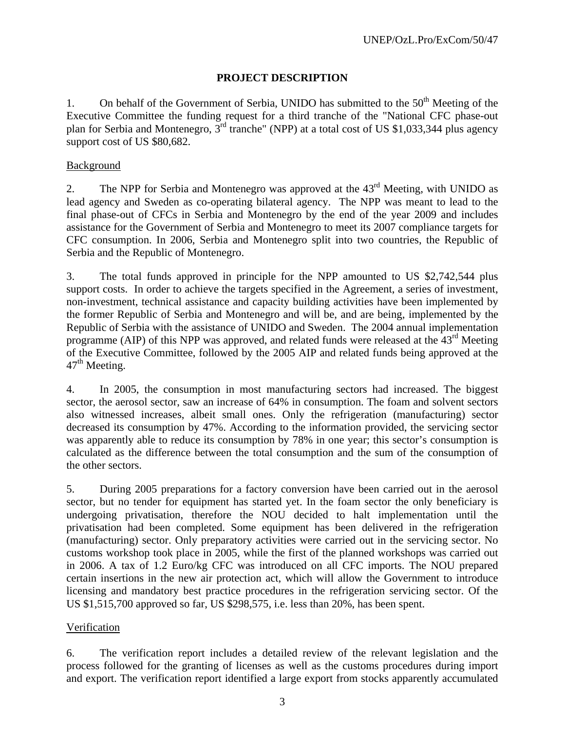## PROJECT DESCRIPTION

1. On behalf of the Government of Serbia, UNIDO has submitted to the 50th Meeting of the Executive Committee the funding request for a third tranche of the "National CFC phase-out plan for Serbia and Montenegro, 3rd tranche" (NPP) at a total cost of US $1,033,344 plus agency support cost of US $80,682.

### Background

2. The NPP for Serbia and Montenegro was approved at the 43rd Meeting, with UNIDO as lead agency and Sweden as co-operating bilateral agency. The NPP was meant to lead to the final phase-out of CFCs in Serbia and Montenegro by the end of the year 2009 and includes assistance for the Government of Serbia and Montenegro to meet its 2007 compliance targets for CFC consumption. In 2006, Serbia and Montenegro split into two countries, the Republic of Serbia and the Republic of Montenegro.

3. The total funds approved in principle for the NPP amounted to US $2,742,544 plus support costs. In order to achieve the targets specified in the Agreement, a series of investment, non-investment, technical assistance and capacity building activities have been implemented by the former Republic of Serbia and Montenegro and will be, and are being, implemented by the Republic of Serbia with the assistance of UNIDO and Sweden. The 2004 annual implementation programme (AIP) of this NPP was approved, and related funds were released at the 43rd Meeting of the Executive Committee, followed by the 2005 AIP and related funds being approved at the 47th Meeting.

4. In 2005, the consumption in most manufacturing sectors had increased. The biggest sector, the aerosol sector, saw an increase of 64% in consumption. The foam and solvent sectors also witnessed increases, albeit small ones. Only the refrigeration (manufacturing) sector decreased its consumption by 47%. According to the information provided, the servicing sector was apparently able to reduce its consumption by 78% in one year; this sector's consumption is calculated as the difference between the total consumption and the sum of the consumption of the other sectors.

5. During 2005 preparations for a factory conversion have been carried out in the aerosol sector, but no tender for equipment has started yet. In the foam sector the only beneficiary is undergoing privatisation, therefore the NOU decided to halt implementation until the privatisation had been completed. Some equipment has been delivered in the refrigeration (manufacturing) sector. Only preparatory activities were carried out in the servicing sector. No customs workshop took place in 2005, while the first of the planned workshops was carried out in 2006. A tax of 1.2 Euro/kg CFC was introduced on all CFC imports. The NOU prepared certain insertions in the new air protection act, which will allow the Government to introduce licensing and mandatory best practice procedures in the refrigeration servicing sector. Of the US $1,515,700 approved so far, US $298,575, i.e. less than 20%, has been spent.

### Verification

6. The verification report includes a detailed review of the relevant legislation and the process followed for the granting of licenses as well as the customs procedures during import and export. The verification report identified a large export from stocks apparently accumulated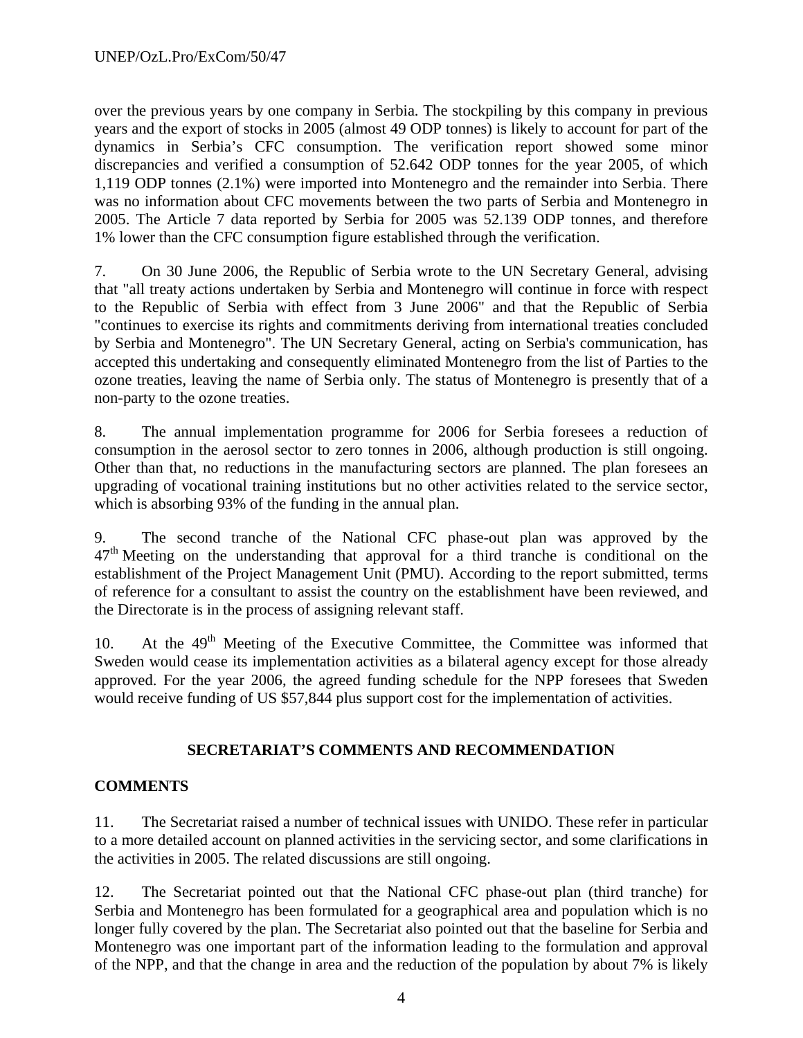over the previous years by one company in Serbia. The stockpiling by this company in previous years and the export of stocks in 2005 (almost 49 ODP tonnes) is likely to account for part of the dynamics in Serbia's CFC consumption. The verification report showed some minor discrepancies and verified a consumption of 52.642 ODP tonnes for the year 2005, of which 1,119 ODP tonnes (2.1%) were imported into Montenegro and the remainder into Serbia. There was no information about CFC movements between the two parts of Serbia and Montenegro in 2005. The Article 7 data reported by Serbia for 2005 was 52.139 ODP tonnes, and therefore 1% lower than the CFC consumption figure established through the verification.

7. On 30 June 2006, the Republic of Serbia wrote to the UN Secretary General, advising that "all treaty actions undertaken by Serbia and Montenegro will continue in force with respect to the Republic of Serbia with effect from 3 June 2006" and that the Republic of Serbia "continues to exercise its rights and commitments deriving from international treaties concluded by Serbia and Montenegro". The UN Secretary General, acting on Serbia's communication, has accepted this undertaking and consequently eliminated Montenegro from the list of Parties to the ozone treaties, leaving the name of Serbia only. The status of Montenegro is presently that of a non-party to the ozone treaties.

8. The annual implementation programme for 2006 for Serbia foresees a reduction of consumption in the aerosol sector to zero tonnes in 2006, although production is still ongoing. Other than that, no reductions in the manufacturing sectors are planned. The plan foresees an upgrading of vocational training institutions but no other activities related to the service sector, which is absorbing 93% of the funding in the annual plan.

9. The second tranche of the National CFC phase-out plan was approved by the 47th Meeting on the understanding that approval for a third tranche is conditional on the establishment of the Project Management Unit (PMU). According to the report submitted, terms of reference for a consultant to assist the country on the establishment have been reviewed, and the Directorate is in the process of assigning relevant staff.

10. At the 49th Meeting of the Executive Committee, the Committee was informed that Sweden would cease its implementation activities as a bilateral agency except for those already approved. For the year 2006, the agreed funding schedule for the NPP foresees that Sweden would receive funding of US $57,844 plus support cost for the implementation of activities.

## SECRETARIAT'S COMMENTS AND RECOMMENDATION

### COMMENTS

11. The Secretariat raised a number of technical issues with UNIDO. These refer in particular to a more detailed account on planned activities in the servicing sector, and some clarifications in the activities in 2005. The related discussions are still ongoing.

12. The Secretariat pointed out that the National CFC phase-out plan (third tranche) for Serbia and Montenegro has been formulated for a geographical area and population which is no longer fully covered by the plan. The Secretariat also pointed out that the baseline for Serbia and Montenegro was one important part of the information leading to the formulation and approval of the NPP, and that the change in area and the reduction of the population by about 7% is likely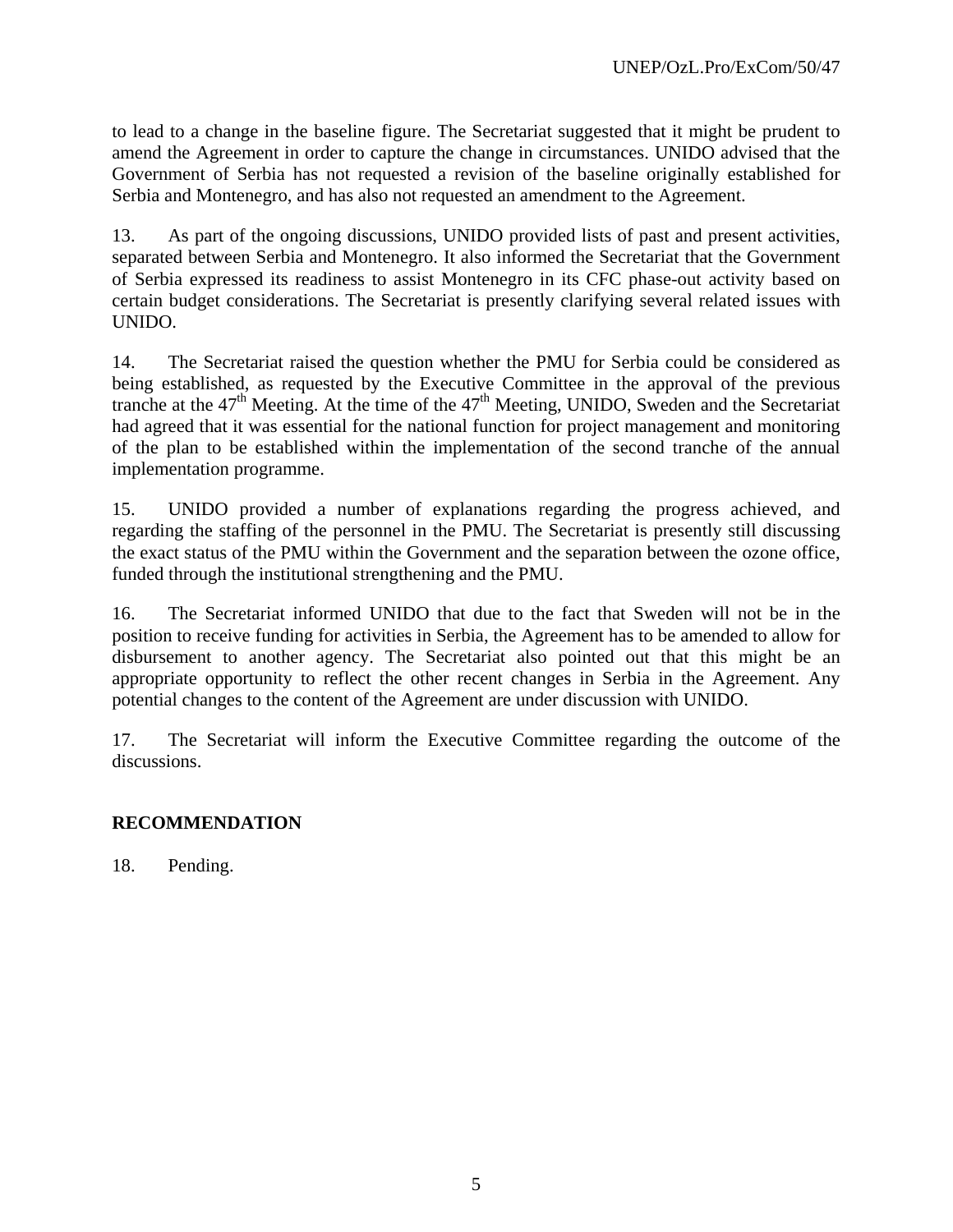to lead to a change in the baseline figure. The Secretariat suggested that it might be prudent to amend the Agreement in order to capture the change in circumstances. UNIDO advised that the Government of Serbia has not requested a revision of the baseline originally established for Serbia and Montenegro, and has also not requested an amendment to the Agreement.

13. As part of the ongoing discussions, UNIDO provided lists of past and present activities, separated between Serbia and Montenegro. It also informed the Secretariat that the Government of Serbia expressed its readiness to assist Montenegro in its CFC phase-out activity based on certain budget considerations. The Secretariat is presently clarifying several related issues with UNIDO.

14. The Secretariat raised the question whether the PMU for Serbia could be considered as being established, as requested by the Executive Committee in the approval of the previous tranche at the 47th Meeting. At the time of the 47th Meeting, UNIDO, Sweden and the Secretariat had agreed that it was essential for the national function for project management and monitoring of the plan to be established within the implementation of the second tranche of the annual implementation programme.

15. UNIDO provided a number of explanations regarding the progress achieved, and regarding the staffing of the personnel in the PMU. The Secretariat is presently still discussing the exact status of the PMU within the Government and the separation between the ozone office, funded through the institutional strengthening and the PMU.

16. The Secretariat informed UNIDO that due to the fact that Sweden will not be in the position to receive funding for activities in Serbia, the Agreement has to be amended to allow for disbursement to another agency. The Secretariat also pointed out that this might be an appropriate opportunity to reflect the other recent changes in Serbia in the Agreement. Any potential changes to the content of the Agreement are under discussion with UNIDO.

17. The Secretariat will inform the Executive Committee regarding the outcome of the discussions.

**RECOMMENDATION**

18. Pending.